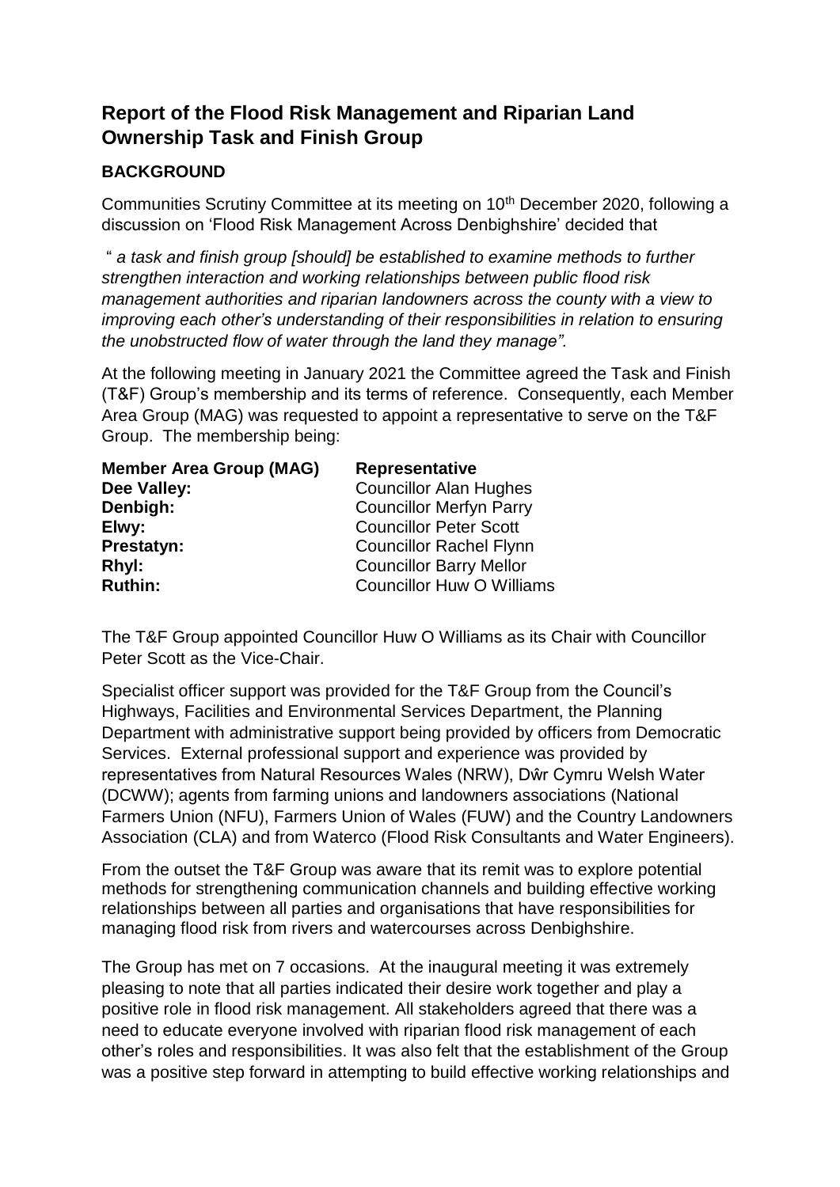# Report of the Flood Risk Management and Riparian Land Ownership Task and Finish Group

## BACKGROUND

Communities Scrutiny Committee at its meeting on 10th December 2020, following a discussion on 'Flood Risk Management Across Denbighshire' decided that

" *a task and finish group [should] be established to examine methods to further strengthen interaction and working relationships between public flood risk management authorities and riparian landowners across the county with a view to improving each other's understanding of their responsibilities in relation to ensuring the unobstructed flow of water through the land they manage".*

At the following meeting in January 2021 the Committee agreed the Task and Finish (T&F) Group's membership and its terms of reference. Consequently, each Member Area Group (MAG) was requested to appoint a representative to serve on the T&F Group. The membership being:

| Member Area Group (MAG) | Representative |
|---|---|
| **Dee Valley:** | Councillor Alan Hughes |
| **Denbigh:** | Councillor Merfyn Parry |
| **Elwy:** | Councillor Peter Scott |
| **Prestatyn:** | Councillor Rachel Flynn |
| **Rhyl:** | Councillor Barry Mellor |
| **Ruthin:** | Councillor Huw O Williams |

The T&F Group appointed Councillor Huw O Williams as its Chair with Councillor Peter Scott as the Vice-Chair.

Specialist officer support was provided for the T&F Group from the Council's Highways, Facilities and Environmental Services Department, the Planning Department with administrative support being provided by officers from Democratic Services. External professional support and experience was provided by representatives from Natural Resources Wales (NRW), Dŵr Cymru Welsh Water (DCWW); agents from farming unions and landowners associations (National Farmers Union (NFU), Farmers Union of Wales (FUW) and the Country Landowners Association (CLA) and from Waterco (Flood Risk Consultants and Water Engineers).

From the outset the T&F Group was aware that its remit was to explore potential methods for strengthening communication channels and building effective working relationships between all parties and organisations that have responsibilities for managing flood risk from rivers and watercourses across Denbighshire.

The Group has met on 7 occasions. At the inaugural meeting it was extremely pleasing to note that all parties indicated their desire work together and play a positive role in flood risk management. All stakeholders agreed that there was a need to educate everyone involved with riparian flood risk management of each other's roles and responsibilities. It was also felt that the establishment of the Group was a positive step forward in attempting to build effective working relationships and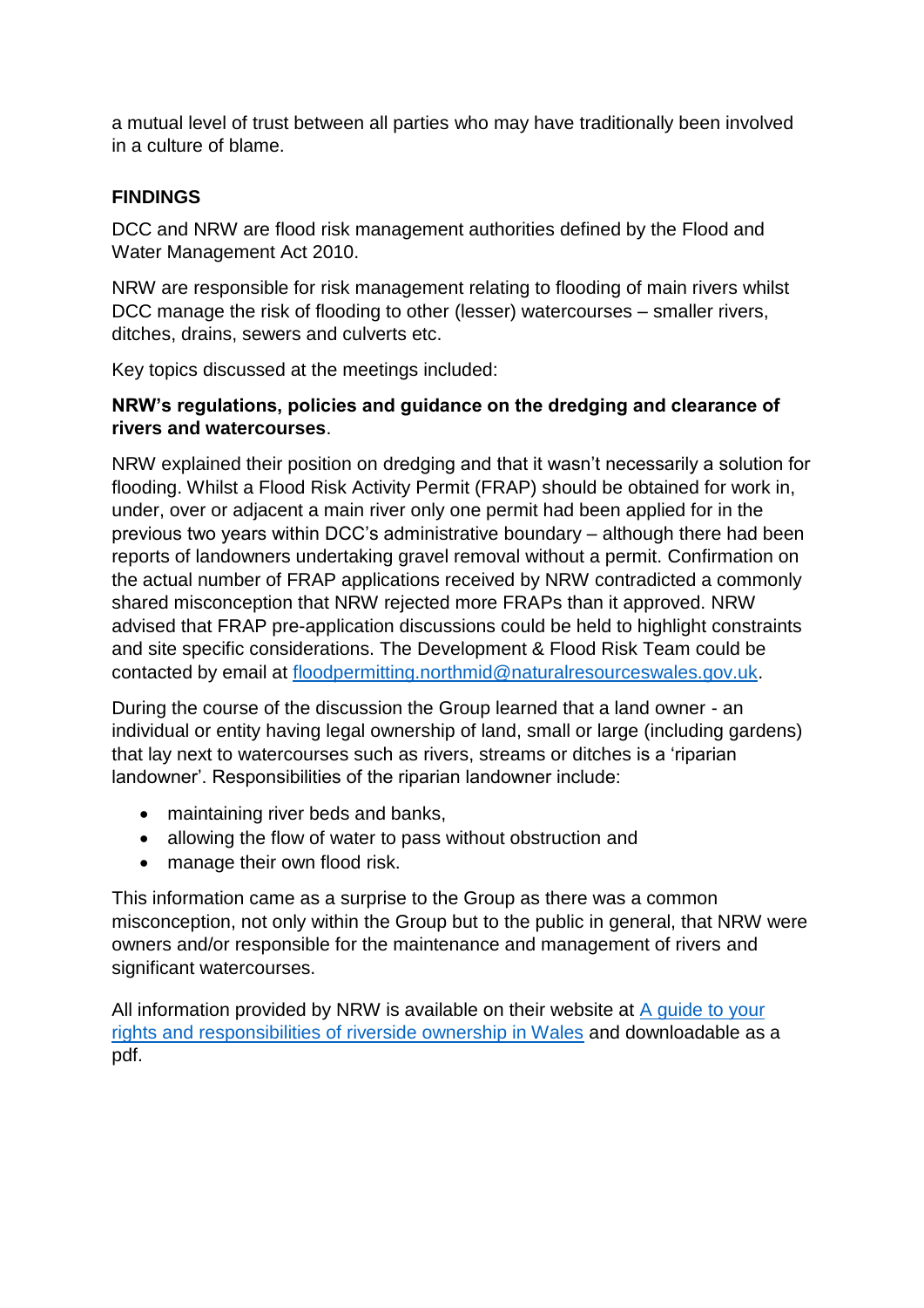a mutual level of trust between all parties who may have traditionally been involved in a culture of blame.

## FINDINGS

DCC and NRW are flood risk management authorities defined by the Flood and Water Management Act 2010.

NRW are responsible for risk management relating to flooding of main rivers whilst DCC manage the risk of flooding to other (lesser) watercourses – smaller rivers, ditches, drains, sewers and culverts etc.

Key topics discussed at the meetings included:

**NRW's regulations, policies and guidance on the dredging and clearance of rivers and watercourses**.

NRW explained their position on dredging and that it wasn't necessarily a solution for flooding. Whilst a Flood Risk Activity Permit (FRAP) should be obtained for work in, under, over or adjacent a main river only one permit had been applied for in the previous two years within DCC's administrative boundary – although there had been reports of landowners undertaking gravel removal without a permit. Confirmation on the actual number of FRAP applications received by NRW contradicted a commonly shared misconception that NRW rejected more FRAPs than it approved. NRW advised that FRAP pre-application discussions could be held to highlight constraints and site specific considerations. The Development & Flood Risk Team could be contacted by email at floodpermitting.northmid@naturalresourceswales.gov.uk.

During the course of the discussion the Group learned that a land owner - an individual or entity having legal ownership of land, small or large (including gardens) that lay next to watercourses such as rivers, streams or ditches is a 'riparian landowner'. Responsibilities of the riparian landowner include:

- maintaining river beds and banks,
- allowing the flow of water to pass without obstruction and
- manage their own flood risk.

This information came as a surprise to the Group as there was a common misconception, not only within the Group but to the public in general, that NRW were owners and/or responsible for the maintenance and management of rivers and significant watercourses.

All information provided by NRW is available on their website at A guide to your rights and responsibilities of riverside ownership in Wales and downloadable as a pdf.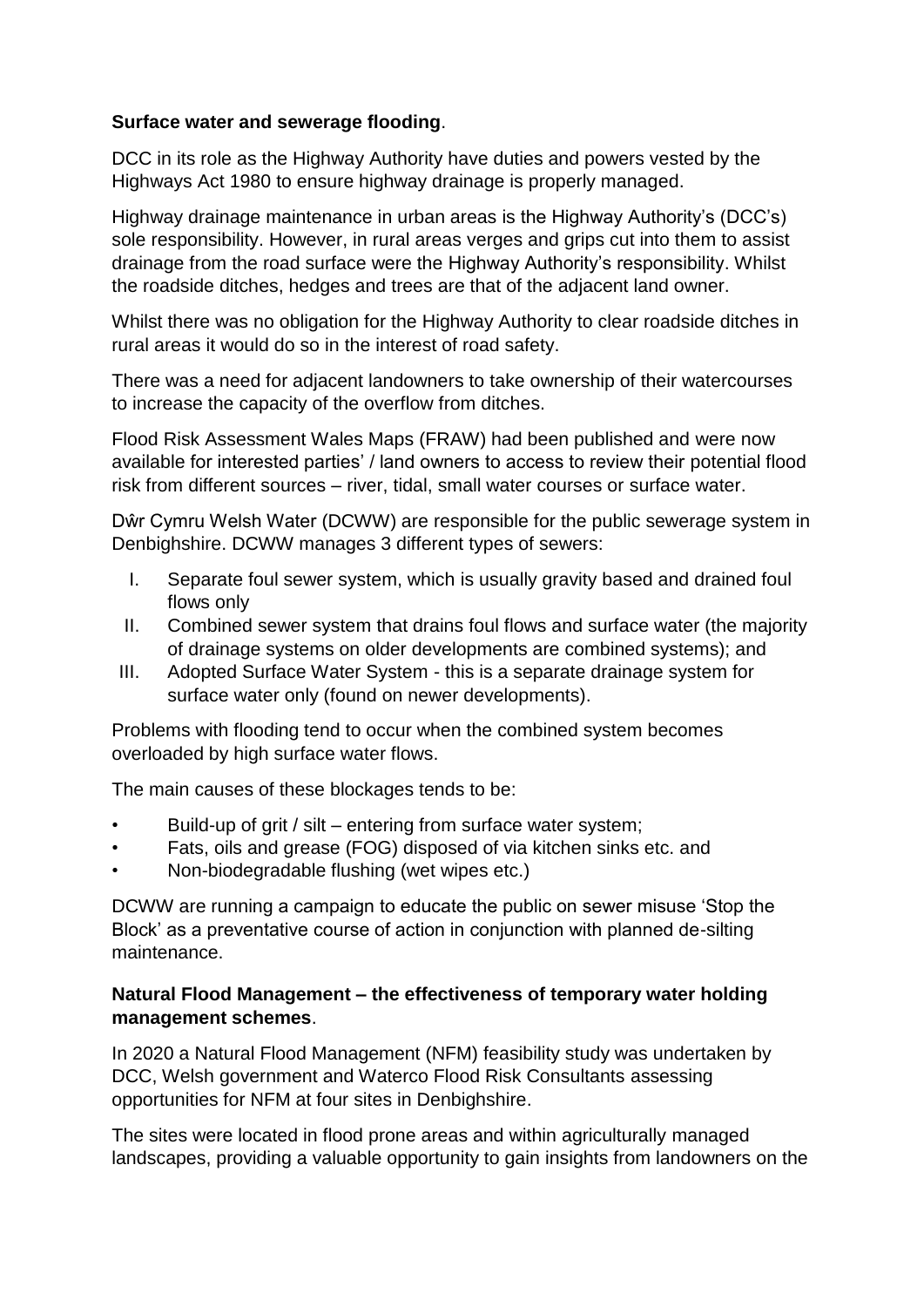**Surface water and sewerage flooding**.

DCC in its role as the Highway Authority have duties and powers vested by the Highways Act 1980 to ensure highway drainage is properly managed.

Highway drainage maintenance in urban areas is the Highway Authority's (DCC's) sole responsibility. However, in rural areas verges and grips cut into them to assist drainage from the road surface were the Highway Authority's responsibility. Whilst the roadside ditches, hedges and trees are that of the adjacent land owner.

Whilst there was no obligation for the Highway Authority to clear roadside ditches in rural areas it would do so in the interest of road safety.

There was a need for adjacent landowners to take ownership of their watercourses to increase the capacity of the overflow from ditches.

Flood Risk Assessment Wales Maps (FRAW) had been published and were now available for interested parties' / land owners to access to review their potential flood risk from different sources – river, tidal, small water courses or surface water.

Dŵr Cymru Welsh Water (DCWW) are responsible for the public sewerage system in Denbighshire. DCWW manages 3 different types of sewers:

I. Separate foul sewer system, which is usually gravity based and drained foul flows only
II. Combined sewer system that drains foul flows and surface water (the majority of drainage systems on older developments are combined systems); and
III. Adopted Surface Water System - this is a separate drainage system for surface water only (found on newer developments).

Problems with flooding tend to occur when the combined system becomes overloaded by high surface water flows.

The main causes of these blockages tends to be:

- Build-up of grit / silt – entering from surface water system;
- Fats, oils and grease (FOG) disposed of via kitchen sinks etc. and
- Non-biodegradable flushing (wet wipes etc.)

DCWW are running a campaign to educate the public on sewer misuse 'Stop the Block' as a preventative course of action in conjunction with planned de-silting maintenance.

**Natural Flood Management – the effectiveness of temporary water holding management schemes**.

In 2020 a Natural Flood Management (NFM) feasibility study was undertaken by DCC, Welsh government and Waterco Flood Risk Consultants assessing opportunities for NFM at four sites in Denbighshire.

The sites were located in flood prone areas and within agriculturally managed landscapes, providing a valuable opportunity to gain insights from landowners on the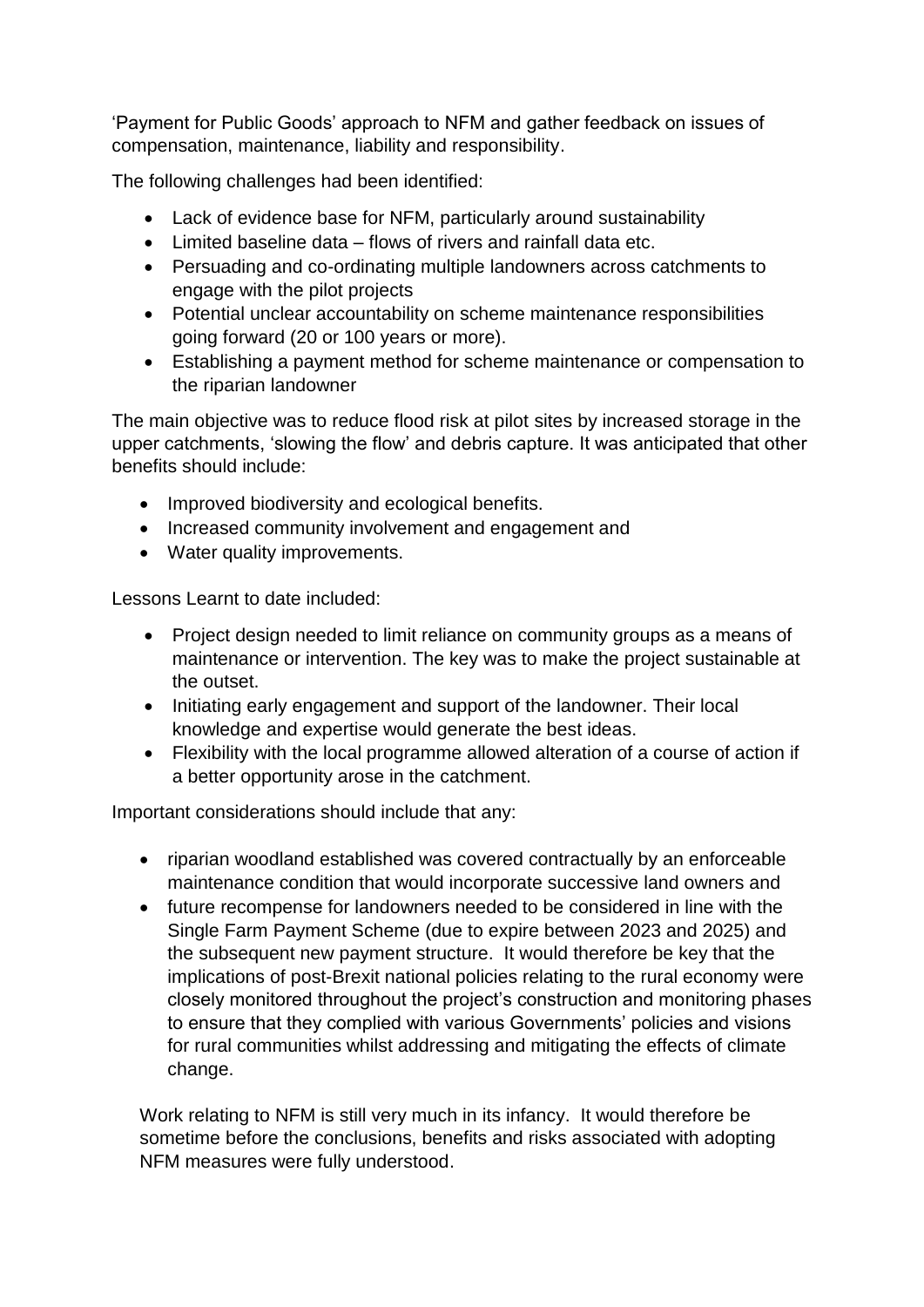'Payment for Public Goods' approach to NFM and gather feedback on issues of compensation, maintenance, liability and responsibility.

The following challenges had been identified:

- Lack of evidence base for NFM, particularly around sustainability
- Limited baseline data – flows of rivers and rainfall data etc.
- Persuading and co-ordinating multiple landowners across catchments to engage with the pilot projects
- Potential unclear accountability on scheme maintenance responsibilities going forward (20 or 100 years or more).
- Establishing a payment method for scheme maintenance or compensation to the riparian landowner

The main objective was to reduce flood risk at pilot sites by increased storage in the upper catchments, 'slowing the flow' and debris capture. It was anticipated that other benefits should include:

- Improved biodiversity and ecological benefits.
- Increased community involvement and engagement and
- Water quality improvements.

Lessons Learnt to date included:

- Project design needed to limit reliance on community groups as a means of maintenance or intervention. The key was to make the project sustainable at the outset.
- Initiating early engagement and support of the landowner. Their local knowledge and expertise would generate the best ideas.
- Flexibility with the local programme allowed alteration of a course of action if a better opportunity arose in the catchment.

Important considerations should include that any:

- riparian woodland established was covered contractually by an enforceable maintenance condition that would incorporate successive land owners and
- future recompense for landowners needed to be considered in line with the Single Farm Payment Scheme (due to expire between 2023 and 2025) and the subsequent new payment structure. It would therefore be key that the implications of post-Brexit national policies relating to the rural economy were closely monitored throughout the project's construction and monitoring phases to ensure that they complied with various Governments' policies and visions for rural communities whilst addressing and mitigating the effects of climate change.

Work relating to NFM is still very much in its infancy. It would therefore be sometime before the conclusions, benefits and risks associated with adopting NFM measures were fully understood.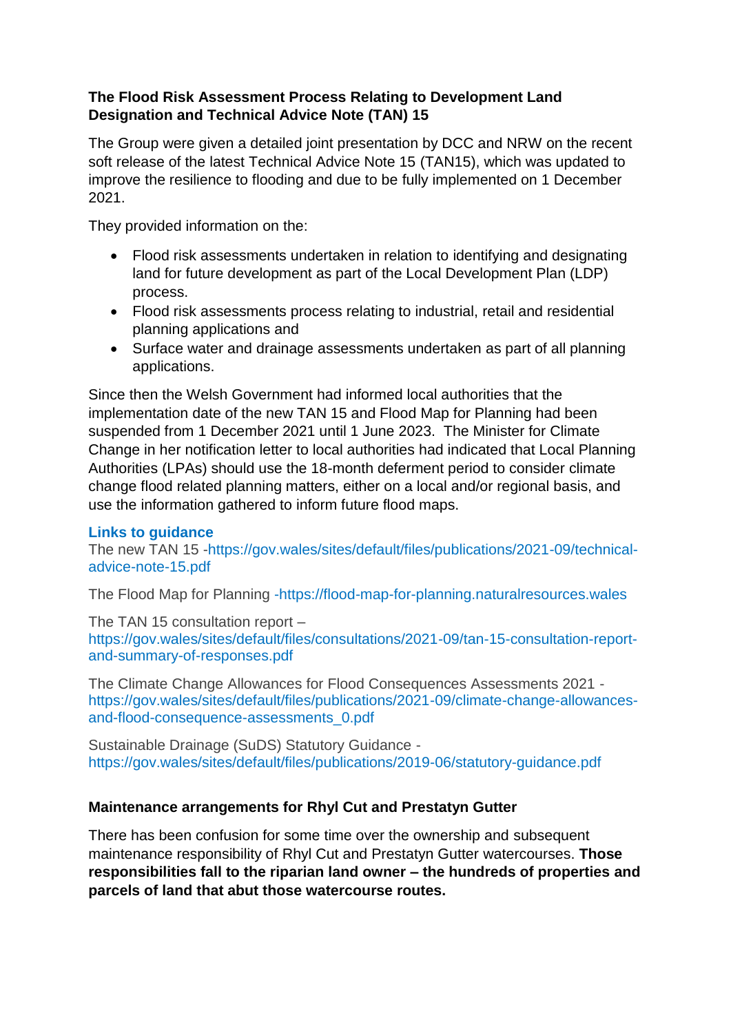**The Flood Risk Assessment Process Relating to Development Land Designation and Technical Advice Note (TAN) 15**

The Group were given a detailed joint presentation by DCC and NRW on the recent soft release of the latest Technical Advice Note 15 (TAN15), which was updated to improve the resilience to flooding and due to be fully implemented on 1 December 2021.

They provided information on the:

- Flood risk assessments undertaken in relation to identifying and designating land for future development as part of the Local Development Plan (LDP) process.
- Flood risk assessments process relating to industrial, retail and residential planning applications and
- Surface water and drainage assessments undertaken as part of all planning applications.

Since then the Welsh Government had informed local authorities that the implementation date of the new TAN 15 and Flood Map for Planning had been suspended from 1 December 2021 until 1 June 2023. The Minister for Climate Change in her notification letter to local authorities had indicated that Local Planning Authorities (LPAs) should use the 18-month deferment period to consider climate change flood related planning matters, either on a local and/or regional basis, and use the information gathered to inform future flood maps.

**Links to guidance**

The new TAN 15 -https://gov.wales/sites/default/files/publications/2021-09/technical-advice-note-15.pdf

The Flood Map for Planning -https://flood-map-for-planning.naturalresources.wales

The TAN 15 consultation report – https://gov.wales/sites/default/files/consultations/2021-09/tan-15-consultation-report-and-summary-of-responses.pdf

The Climate Change Allowances for Flood Consequences Assessments 2021 - https://gov.wales/sites/default/files/publications/2021-09/climate-change-allowances-and-flood-consequence-assessments_0.pdf

Sustainable Drainage (SuDS) Statutory Guidance - https://gov.wales/sites/default/files/publications/2019-06/statutory-guidance.pdf

**Maintenance arrangements for Rhyl Cut and Prestatyn Gutter**

There has been confusion for some time over the ownership and subsequent maintenance responsibility of Rhyl Cut and Prestatyn Gutter watercourses. **Those responsibilities fall to the riparian land owner – the hundreds of properties and parcels of land that abut those watercourse routes.**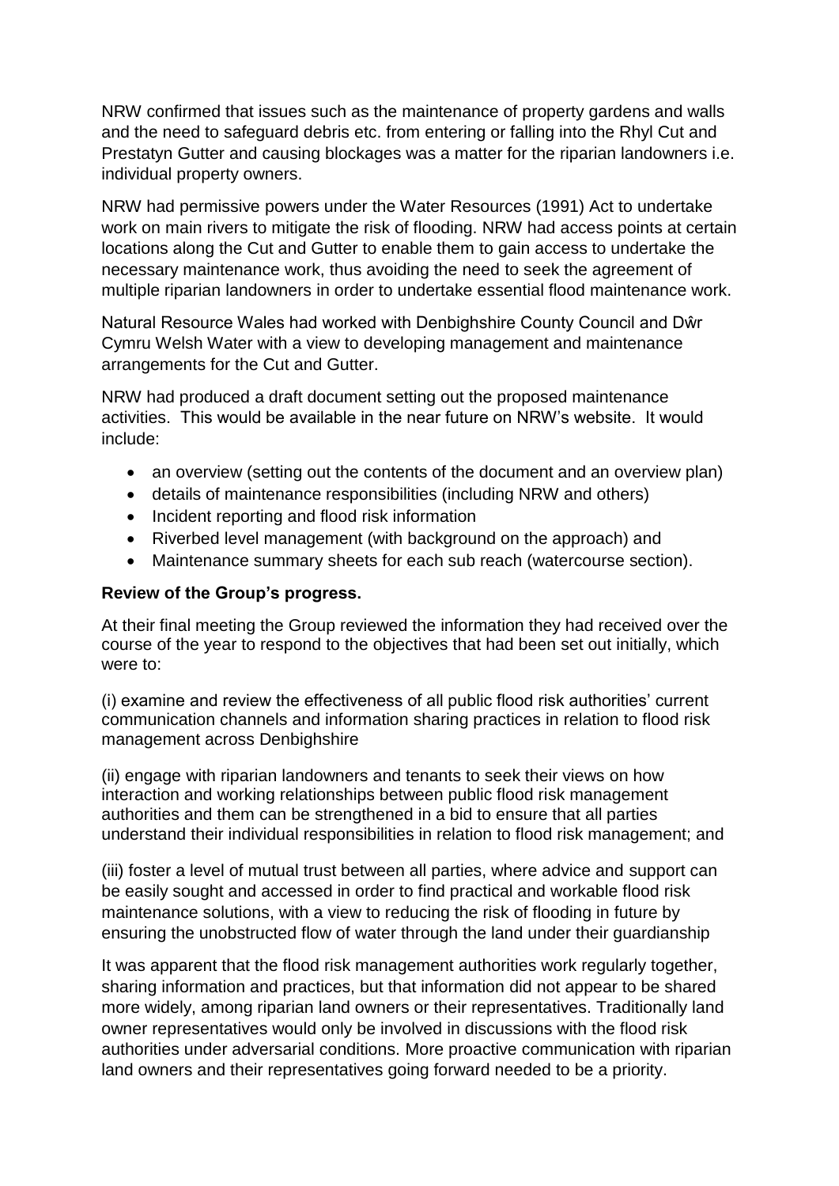NRW confirmed that issues such as the maintenance of property gardens and walls and the need to safeguard debris etc. from entering or falling into the Rhyl Cut and Prestatyn Gutter and causing blockages was a matter for the riparian landowners i.e. individual property owners.

NRW had permissive powers under the Water Resources (1991) Act to undertake work on main rivers to mitigate the risk of flooding. NRW had access points at certain locations along the Cut and Gutter to enable them to gain access to undertake the necessary maintenance work, thus avoiding the need to seek the agreement of multiple riparian landowners in order to undertake essential flood maintenance work.

Natural Resource Wales had worked with Denbighshire County Council and Dŵr Cymru Welsh Water with a view to developing management and maintenance arrangements for the Cut and Gutter.

NRW had produced a draft document setting out the proposed maintenance activities. This would be available in the near future on NRW's website. It would include:

- an overview (setting out the contents of the document and an overview plan)
- details of maintenance responsibilities (including NRW and others)
- Incident reporting and flood risk information
- Riverbed level management (with background on the approach) and
- Maintenance summary sheets for each sub reach (watercourse section).

**Review of the Group's progress.**

At their final meeting the Group reviewed the information they had received over the course of the year to respond to the objectives that had been set out initially, which were to:

(i) examine and review the effectiveness of all public flood risk authorities' current communication channels and information sharing practices in relation to flood risk management across Denbighshire

(ii) engage with riparian landowners and tenants to seek their views on how interaction and working relationships between public flood risk management authorities and them can be strengthened in a bid to ensure that all parties understand their individual responsibilities in relation to flood risk management; and

(iii) foster a level of mutual trust between all parties, where advice and support can be easily sought and accessed in order to find practical and workable flood risk maintenance solutions, with a view to reducing the risk of flooding in future by ensuring the unobstructed flow of water through the land under their guardianship

It was apparent that the flood risk management authorities work regularly together, sharing information and practices, but that information did not appear to be shared more widely, among riparian land owners or their representatives. Traditionally land owner representatives would only be involved in discussions with the flood risk authorities under adversarial conditions. More proactive communication with riparian land owners and their representatives going forward needed to be a priority.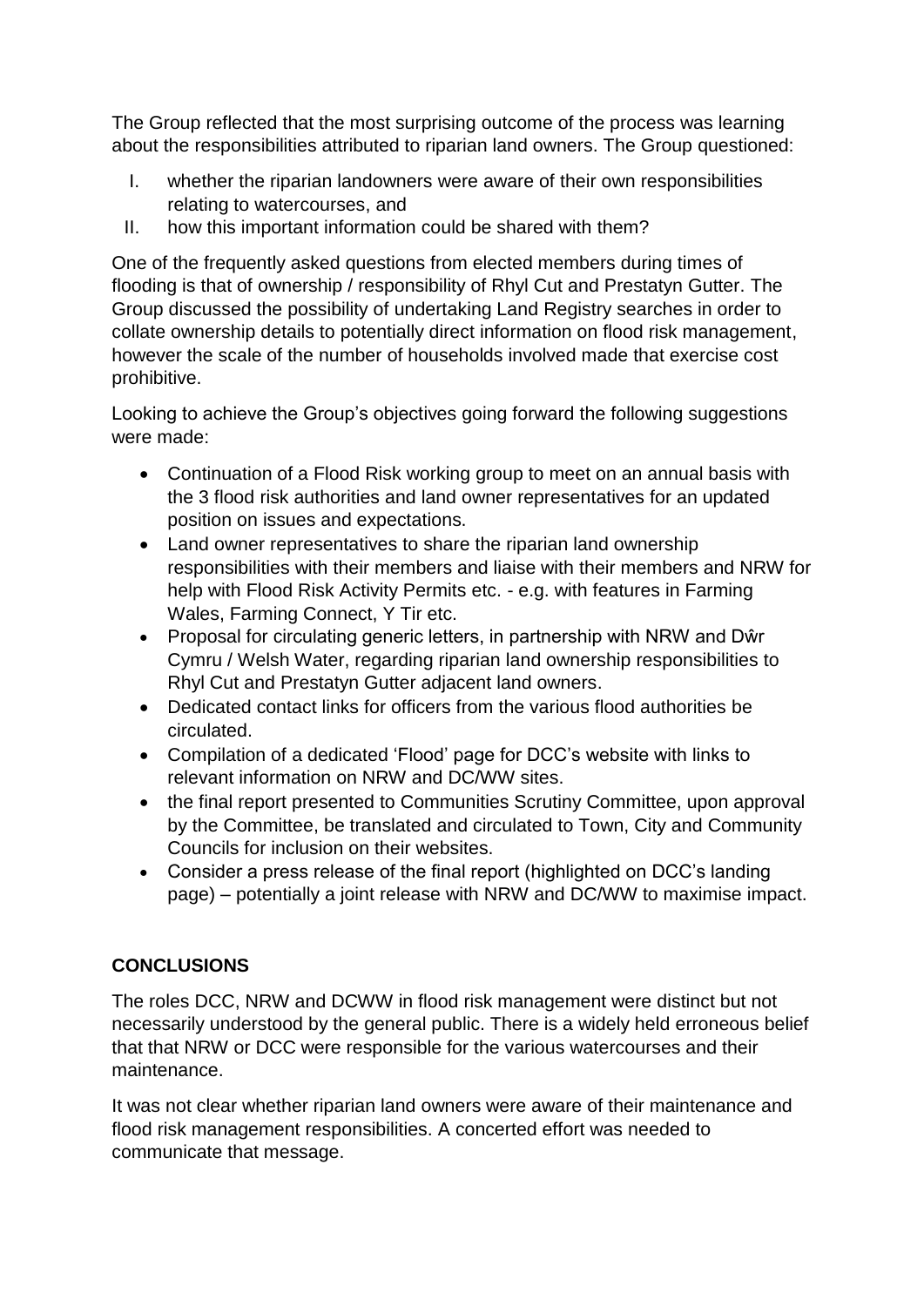The Group reflected that the most surprising outcome of the process was learning about the responsibilities attributed to riparian land owners. The Group questioned:

I. whether the riparian landowners were aware of their own responsibilities relating to watercourses, and
II. how this important information could be shared with them?

One of the frequently asked questions from elected members during times of flooding is that of ownership / responsibility of Rhyl Cut and Prestatyn Gutter. The Group discussed the possibility of undertaking Land Registry searches in order to collate ownership details to potentially direct information on flood risk management, however the scale of the number of households involved made that exercise cost prohibitive.

Looking to achieve the Group's objectives going forward the following suggestions were made:

- Continuation of a Flood Risk working group to meet on an annual basis with the 3 flood risk authorities and land owner representatives for an updated position on issues and expectations.
- Land owner representatives to share the riparian land ownership responsibilities with their members and liaise with their members and NRW for help with Flood Risk Activity Permits etc. - e.g. with features in Farming Wales, Farming Connect, Y Tir etc.
- Proposal for circulating generic letters, in partnership with NRW and Dŵr Cymru / Welsh Water, regarding riparian land ownership responsibilities to Rhyl Cut and Prestatyn Gutter adjacent land owners.
- Dedicated contact links for officers from the various flood authorities be circulated.
- Compilation of a dedicated 'Flood' page for DCC's website with links to relevant information on NRW and DC/WW sites.
- the final report presented to Communities Scrutiny Committee, upon approval by the Committee, be translated and circulated to Town, City and Community Councils for inclusion on their websites.
- Consider a press release of the final report (highlighted on DCC's landing page) – potentially a joint release with NRW and DC/WW to maximise impact.

**CONCLUSIONS**

The roles DCC, NRW and DCWW in flood risk management were distinct but not necessarily understood by the general public. There is a widely held erroneous belief that that NRW or DCC were responsible for the various watercourses and their maintenance.

It was not clear whether riparian land owners were aware of their maintenance and flood risk management responsibilities. A concerted effort was needed to communicate that message.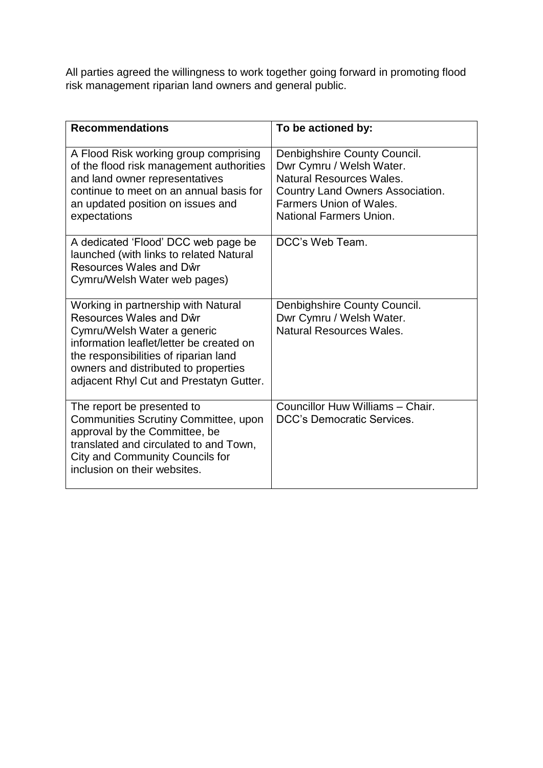All parties agreed the willingness to work together going forward in promoting flood risk management riparian land owners and general public.

| Recommendations | To be actioned by: |
| --- | --- |
| A Flood Risk working group comprising of the flood risk management authorities and land owner representatives continue to meet on an annual basis for an updated position on issues and expectations | Denbighshire County Council.<br>Dwr Cymru / Welsh Water.<br>Natural Resources Wales.<br>Country Land Owners Association.<br>Farmers Union of Wales.<br>National Farmers Union. |
| A dedicated 'Flood' DCC web page be launched (with links to related Natural Resources Wales and Dŵr Cymru/Welsh Water web pages) | DCC's Web Team. |
| Working in partnership with Natural Resources Wales and Dŵr Cymru/Welsh Water a generic information leaflet/letter be created on the responsibilities of riparian land owners and distributed to properties adjacent Rhyl Cut and Prestatyn Gutter. | Denbighshire County Council.<br>Dwr Cymru / Welsh Water.<br>Natural Resources Wales. |
| The report be presented to Communities Scrutiny Committee, upon approval by the Committee, be translated and circulated to and Town, City and Community Councils for inclusion on their websites. | Councillor Huw Williams – Chair.<br>DCC's Democratic Services. |